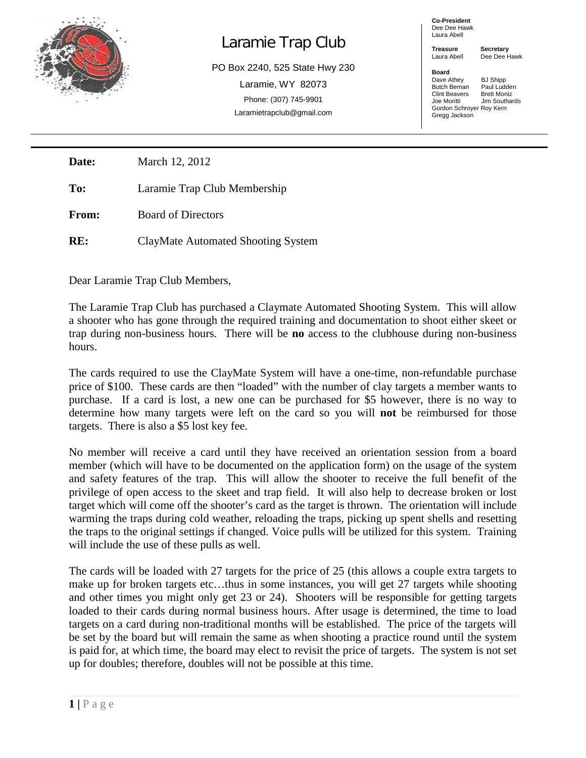# Laramie Trap Club

PO Box 2240, 525 State Hwy 230

Laramie, WY 82073

Phone: (307) 745-9901

Laramietrapclub@gmail.com

**Co-President**
Dee Dee Hawk
Laura Abell

**Treasure** Laura Abell

**Secretary** Dee Dee Hawk

**Board**
Dave Athey, BJ Shipp, Butch Beman, Paul Ludden, Clint Beavers, Brett Moniz, Joe Moritti, Jim Southards, Gordon Schroyer, Roy Kern, Gregg Jackson

---

**Date:** March 12, 2012

**To:** Laramie Trap Club Membership

**From:** Board of Directors

**RE:** ClayMate Automated Shooting System

Dear Laramie Trap Club Members,

The Laramie Trap Club has purchased a Claymate Automated Shooting System. This will allow a shooter who has gone through the required training and documentation to shoot either skeet or trap during non-business hours. There will be **no** access to the clubhouse during non-business hours.

The cards required to use the ClayMate System will have a one-time, non-refundable purchase price of $100. These cards are then "loaded" with the number of clay targets a member wants to purchase. If a card is lost, a new one can be purchased for $5 however, there is no way to determine how many targets were left on the card so you will **not** be reimbursed for those targets. There is also a $5 lost key fee.

No member will receive a card until they have received an orientation session from a board member (which will have to be documented on the application form) on the usage of the system and safety features of the trap. This will allow the shooter to receive the full benefit of the privilege of open access to the skeet and trap field. It will also help to decrease broken or lost target which will come off the shooter's card as the target is thrown. The orientation will include warming the traps during cold weather, reloading the traps, picking up spent shells and resetting the traps to the original settings if changed. Voice pulls will be utilized for this system. Training will include the use of these pulls as well.

The cards will be loaded with 27 targets for the price of 25 (this allows a couple extra targets to make up for broken targets etc…thus in some instances, you will get 27 targets while shooting and other times you might only get 23 or 24). Shooters will be responsible for getting targets loaded to their cards during normal business hours. After usage is determined, the time to load targets on a card during non-traditional months will be established. The price of the targets will be set by the board but will remain the same as when shooting a practice round until the system is paid for, at which time, the board may elect to revisit the price of targets. The system is not set up for doubles; therefore, doubles will not be possible at this time.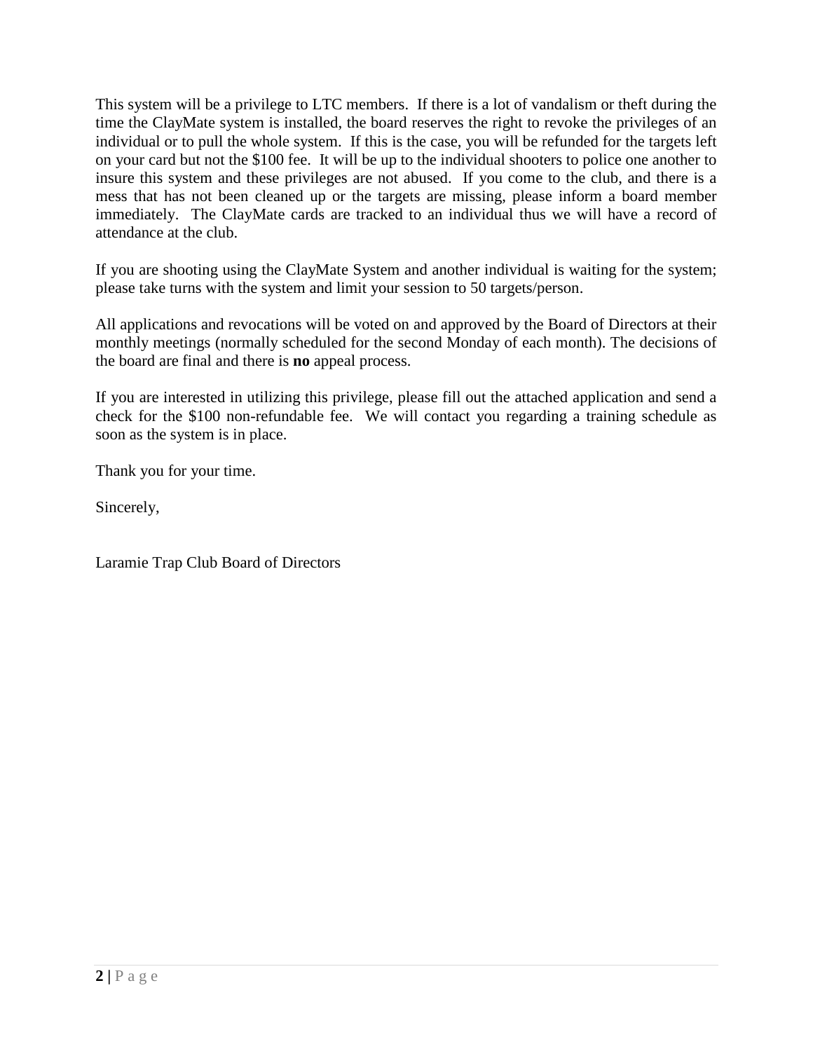This system will be a privilege to LTC members. If there is a lot of vandalism or theft during the time the ClayMate system is installed, the board reserves the right to revoke the privileges of an individual or to pull the whole system. If this is the case, you will be refunded for the targets left on your card but not the $100 fee. It will be up to the individual shooters to police one another to insure this system and these privileges are not abused. If you come to the club, and there is a mess that has not been cleaned up or the targets are missing, please inform a board member immediately. The ClayMate cards are tracked to an individual thus we will have a record of attendance at the club.

If you are shooting using the ClayMate System and another individual is waiting for the system; please take turns with the system and limit your session to 50 targets/person.

All applications and revocations will be voted on and approved by the Board of Directors at their monthly meetings (normally scheduled for the second Monday of each month). The decisions of the board are final and there is **no** appeal process.

If you are interested in utilizing this privilege, please fill out the attached application and send a check for the $100 non-refundable fee. We will contact you regarding a training schedule as soon as the system is in place.

Thank you for your time.

Sincerely,

Laramie Trap Club Board of Directors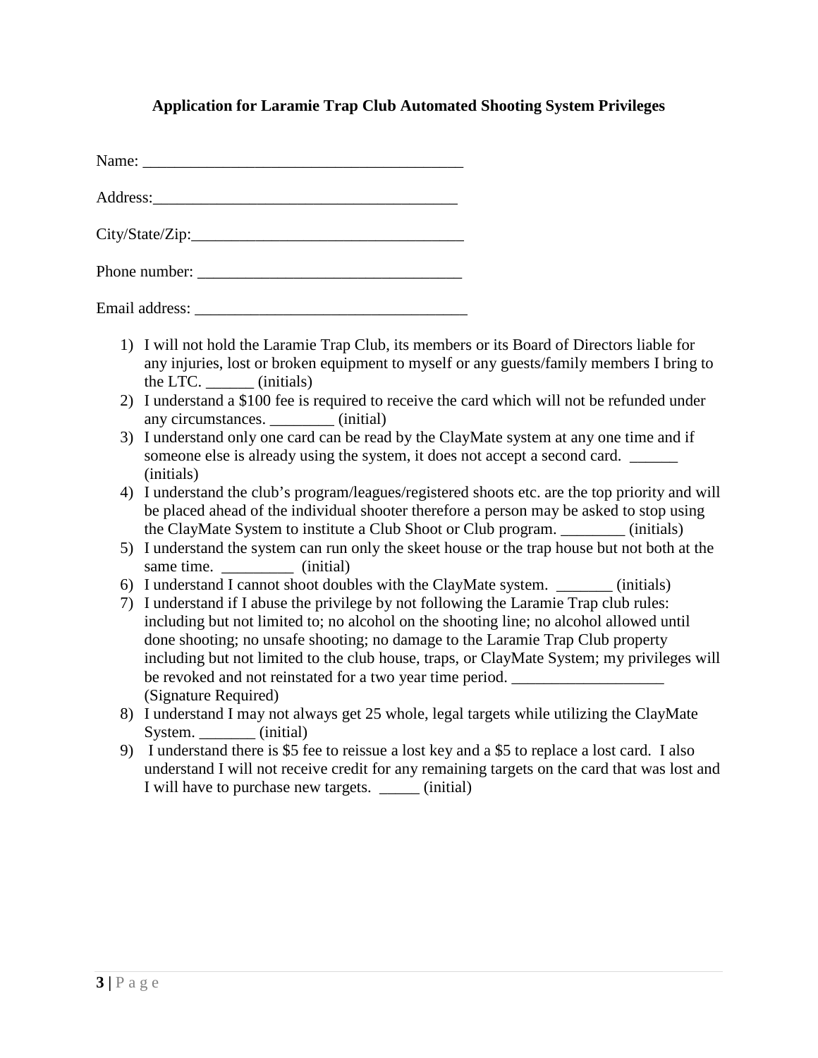**Application for Laramie Trap Club Automated Shooting System Privileges**

Name: ________________________________________

Address:______________________________________

City/State/Zip:__________________________________

Phone number: _________________________________

Email address: __________________________________

1) I will not hold the Laramie Trap Club, its members or its Board of Directors liable for any injuries, lost or broken equipment to myself or any guests/family members I bring to the LTC. ______ (initials)
2) I understand a $100 fee is required to receive the card which will not be refunded under any circumstances. ________ (initial)
3) I understand only one card can be read by the ClayMate system at any one time and if someone else is already using the system, it does not accept a second card. ______ (initials)
4) I understand the club's program/leagues/registered shoots etc. are the top priority and will be placed ahead of the individual shooter therefore a person may be asked to stop using the ClayMate System to institute a Club Shoot or Club program. ________ (initials)
5) I understand the system can run only the skeet house or the trap house but not both at the same time. _________ (initial)
6) I understand I cannot shoot doubles with the ClayMate system. _______ (initials)
7) I understand if I abuse the privilege by not following the Laramie Trap club rules: including but not limited to; no alcohol on the shooting line; no alcohol allowed until done shooting; no unsafe shooting; no damage to the Laramie Trap Club property including but not limited to the club house, traps, or ClayMate System; my privileges will be revoked and not reinstated for a two year time period. ___________________ (Signature Required)
8) I understand I may not always get 25 whole, legal targets while utilizing the ClayMate System. _______ (initial)
9) I understand there is $5 fee to reissue a lost key and a $5 to replace a lost card. I also understand I will not receive credit for any remaining targets on the card that was lost and I will have to purchase new targets. _____ (initial)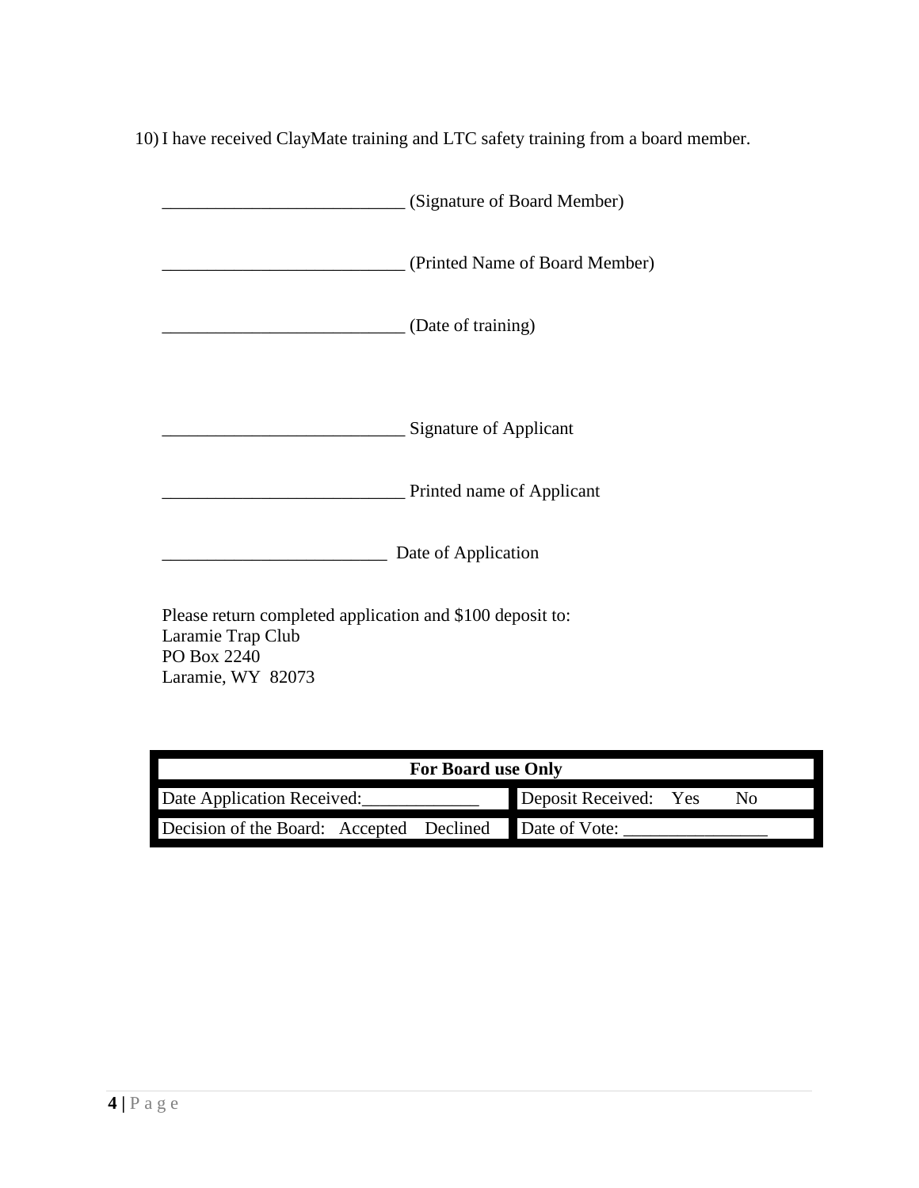10) I have received ClayMate training and LTC safety training from a board member.

___________________________ (Signature of Board Member)

___________________________ (Printed Name of Board Member)

___________________________ (Date of training)

___________________________ Signature of Applicant

___________________________ Printed name of Applicant

_________________________ Date of Application

Please return completed application and $100 deposit to:
Laramie Trap Club
PO Box 2240
Laramie, WY 82073

| For Board use Only | |
|---|---|
| Date Application Received:_____________ | Deposit Received: Yes No |
| Decision of the Board: Accepted Declined | Date of Vote: ________________ |